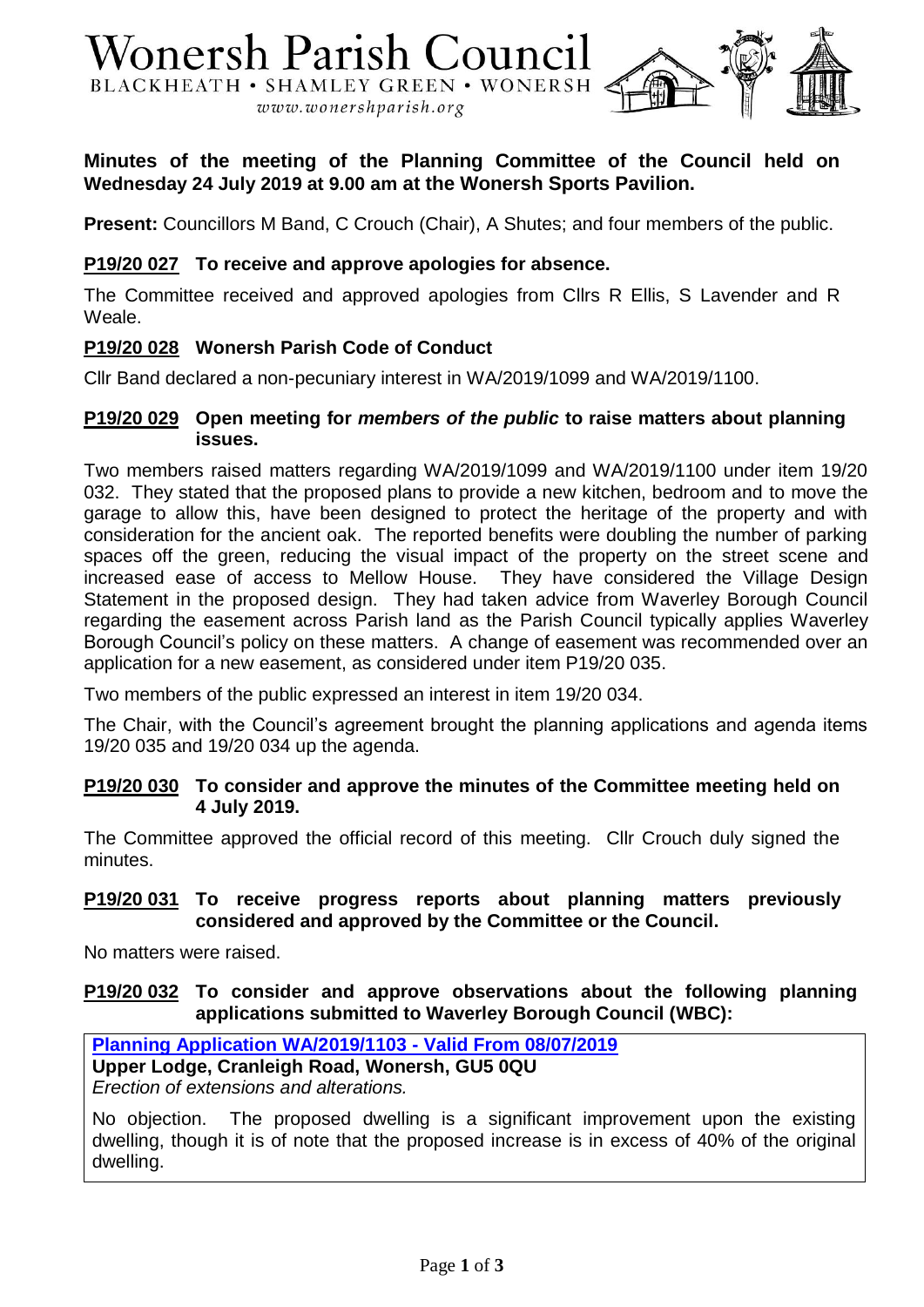# Wonersh Parish Council

BLACKHEATH • SHAMLEY GREEN • WONERSH

*www.wonershparish.org*

**Minutes of the meeting of the Planning Committee of the Council held on Wednesday 24 July 2019 at 9.00 am at the Wonersh Sports Pavilion.**

**Present:** Councillors M Band, C Crouch (Chair), A Shutes; and four members of the public.

## P19/20 027 To receive and approve apologies for absence.

The Committee received and approved apologies from Cllrs R Ellis, S Lavender and R Weale.

## P19/20 028 Wonersh Parish Code of Conduct

Cllr Band declared a non-pecuniary interest in WA/2019/1099 and WA/2019/1100.

## P19/20 029 Open meeting for *members of the public* to raise matters about planning issues.

Two members raised matters regarding WA/2019/1099 and WA/2019/1100 under item 19/20 032. They stated that the proposed plans to provide a new kitchen, bedroom and to move the garage to allow this, have been designed to protect the heritage of the property and with consideration for the ancient oak. The reported benefits were doubling the number of parking spaces off the green, reducing the visual impact of the property on the street scene and increased ease of access to Mellow House. They have considered the Village Design Statement in the proposed design. They had taken advice from Waverley Borough Council regarding the easement across Parish land as the Parish Council typically applies Waverley Borough Council's policy on these matters. A change of easement was recommended over an application for a new easement, as considered under item P19/20 035.

Two members of the public expressed an interest in item 19/20 034.

The Chair, with the Council's agreement brought the planning applications and agenda items 19/20 035 and 19/20 034 up the agenda.

## P19/20 030 To consider and approve the minutes of the Committee meeting held on 4 July 2019.

The Committee approved the official record of this meeting. Cllr Crouch duly signed the minutes.

## P19/20 031 To receive progress reports about planning matters previously considered and approved by the Committee or the Council.

No matters were raised.

## P19/20 032 To consider and approve observations about the following planning applications submitted to Waverley Borough Council (WBC):

**Planning Application WA/2019/1103 - Valid From 08/07/2019**
**Upper Lodge, Cranleigh Road, Wonersh, GU5 0QU**
*Erection of extensions and alterations.*

No objection. The proposed dwelling is a significant improvement upon the existing dwelling, though it is of note that the proposed increase is in excess of 40% of the original dwelling.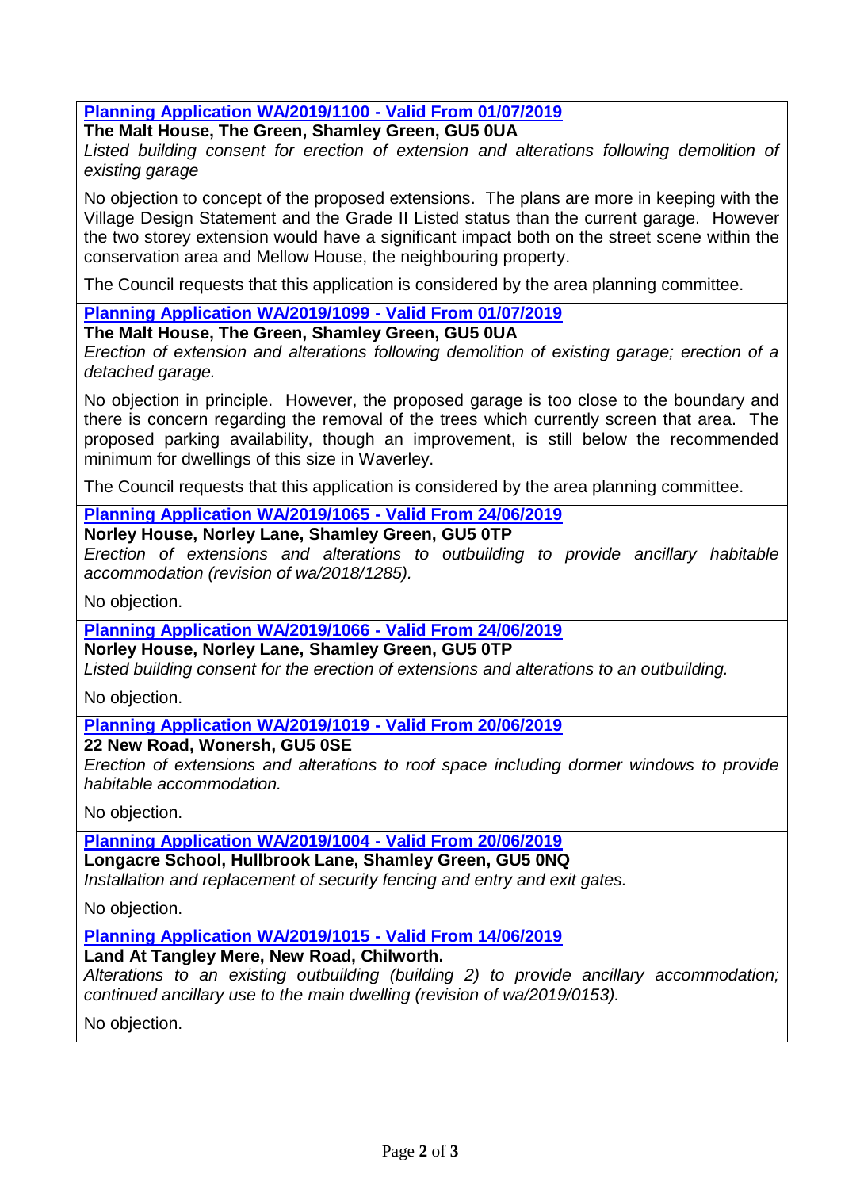**Planning Application WA/2019/1100 - Valid From 01/07/2019**

**The Malt House, The Green, Shamley Green, GU5 0UA**

*Listed building consent for erection of extension and alterations following demolition of existing garage*

No objection to concept of the proposed extensions. The plans are more in keeping with the Village Design Statement and the Grade II Listed status than the current garage. However the two storey extension would have a significant impact both on the street scene within the conservation area and Mellow House, the neighbouring property.

The Council requests that this application is considered by the area planning committee.

---

**Planning Application WA/2019/1099 - Valid From 01/07/2019**

**The Malt House, The Green, Shamley Green, GU5 0UA**

*Erection of extension and alterations following demolition of existing garage; erection of a detached garage.*

No objection in principle. However, the proposed garage is too close to the boundary and there is concern regarding the removal of the trees which currently screen that area. The proposed parking availability, though an improvement, is still below the recommended minimum for dwellings of this size in Waverley.

The Council requests that this application is considered by the area planning committee.

---

**Planning Application WA/2019/1065 - Valid From 24/06/2019**

**Norley House, Norley Lane, Shamley Green, GU5 0TP**

*Erection of extensions and alterations to outbuilding to provide ancillary habitable accommodation (revision of wa/2018/1285).*

No objection.

---

**Planning Application WA/2019/1066 - Valid From 24/06/2019**

**Norley House, Norley Lane, Shamley Green, GU5 0TP**

*Listed building consent for the erection of extensions and alterations to an outbuilding.*

No objection.

---

**Planning Application WA/2019/1019 - Valid From 20/06/2019**

**22 New Road, Wonersh, GU5 0SE**

*Erection of extensions and alterations to roof space including dormer windows to provide habitable accommodation.*

No objection.

---

**Planning Application WA/2019/1004 - Valid From 20/06/2019**

**Longacre School, Hullbrook Lane, Shamley Green, GU5 0NQ**

*Installation and replacement of security fencing and entry and exit gates.*

No objection.

---

**Planning Application WA/2019/1015 - Valid From 14/06/2019**

**Land At Tangley Mere, New Road, Chilworth.**

*Alterations to an existing outbuilding (building 2) to provide ancillary accommodation; continued ancillary use to the main dwelling (revision of wa/2019/0153).*

No objection.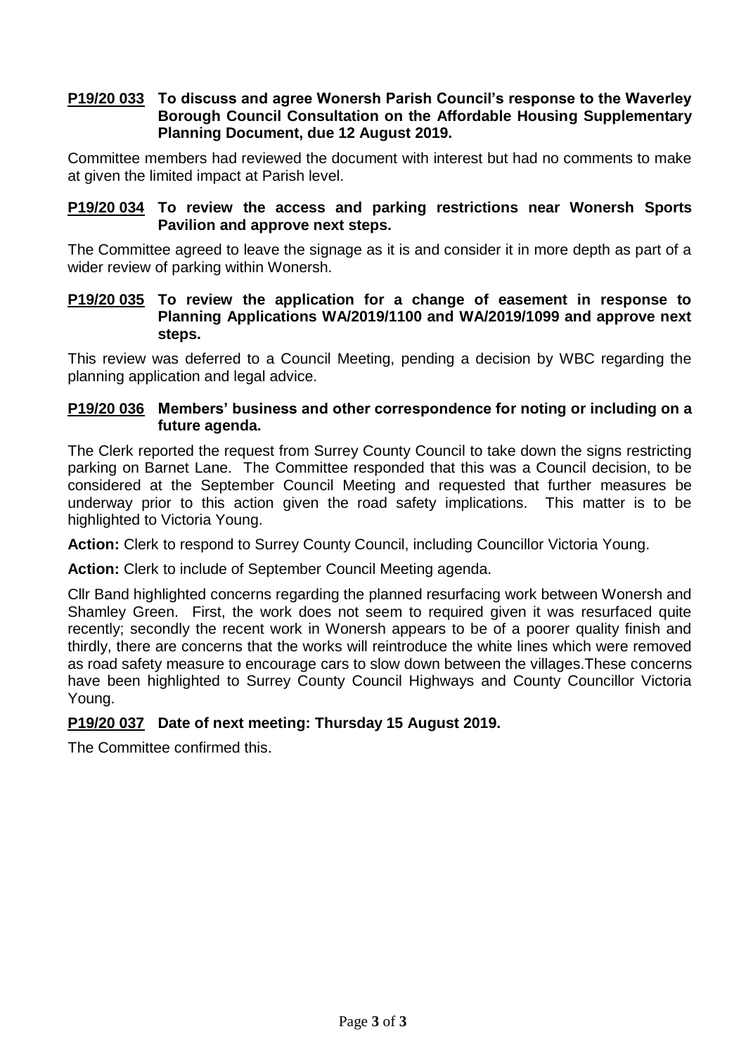**P19/20 033 To discuss and agree Wonersh Parish Council's response to the Waverley Borough Council Consultation on the Affordable Housing Supplementary Planning Document, due 12 August 2019.**

Committee members had reviewed the document with interest but had no comments to make at given the limited impact at Parish level.

**P19/20 034 To review the access and parking restrictions near Wonersh Sports Pavilion and approve next steps.**

The Committee agreed to leave the signage as it is and consider it in more depth as part of a wider review of parking within Wonersh.

**P19/20 035 To review the application for a change of easement in response to Planning Applications WA/2019/1100 and WA/2019/1099 and approve next steps.**

This review was deferred to a Council Meeting, pending a decision by WBC regarding the planning application and legal advice.

**P19/20 036 Members' business and other correspondence for noting or including on a future agenda.**

The Clerk reported the request from Surrey County Council to take down the signs restricting parking on Barnet Lane. The Committee responded that this was a Council decision, to be considered at the September Council Meeting and requested that further measures be underway prior to this action given the road safety implications. This matter is to be highlighted to Victoria Young.

**Action:** Clerk to respond to Surrey County Council, including Councillor Victoria Young.

**Action:** Clerk to include of September Council Meeting agenda.

Cllr Band highlighted concerns regarding the planned resurfacing work between Wonersh and Shamley Green. First, the work does not seem to required given it was resurfaced quite recently; secondly the recent work in Wonersh appears to be of a poorer quality finish and thirdly, there are concerns that the works will reintroduce the white lines which were removed as road safety measure to encourage cars to slow down between the villages.These concerns have been highlighted to Surrey County Council Highways and County Councillor Victoria Young.

**P19/20 037 Date of next meeting: Thursday 15 August 2019.**

The Committee confirmed this.